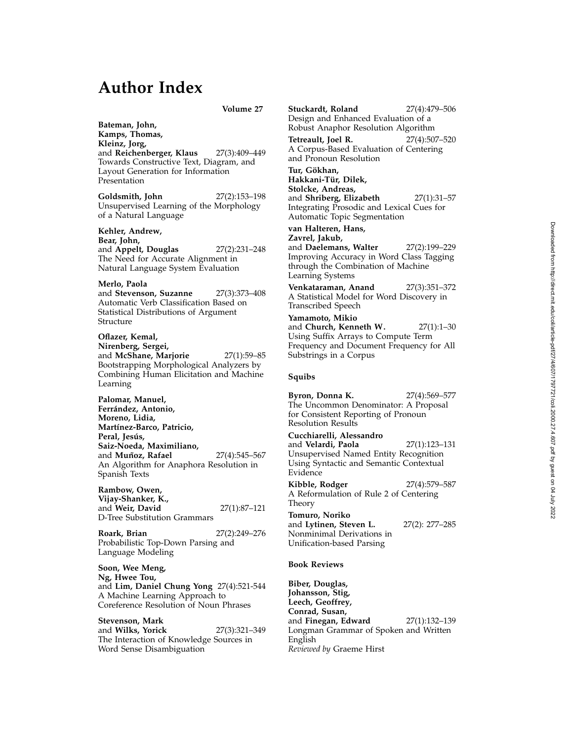# Author Index

**Volume 27**

**Bateman, John,**
**Kamps, Thomas,**
**Kleinz, Jorg,**
and **Reichenberger, Klaus** 27(3):409–449
Towards Constructive Text, Diagram, and Layout Generation for Information Presentation

**Goldsmith, John** 27(2):153–198
Unsupervised Learning of the Morphology of a Natural Language

**Kehler, Andrew,**
**Bear, John,**
and **Appelt, Douglas** 27(2):231–248
The Need for Accurate Alignment in Natural Language System Evaluation

**Merlo, Paola**
and **Stevenson, Suzanne** 27(3):373–408
Automatic Verb Classification Based on Statistical Distributions of Argument Structure

**Oflazer, Kemal,**
**Nirenberg, Sergei,**
and **McShane, Marjorie** 27(1):59–85
Bootstrapping Morphological Analyzers by Combining Human Elicitation and Machine Learning

**Palomar, Manuel,**
**Ferrández, Antonio,**
**Moreno, Lidia,**
**Martínez-Barco, Patricio,**
**Peral, Jesús,**
**Saiz-Noeda, Maximiliano,**
and **Muñoz, Rafael** 27(4):545–567
An Algorithm for Anaphora Resolution in Spanish Texts

**Rambow, Owen,**
**Vijay-Shanker, K.,**
and **Weir, David** 27(1):87–121
D-Tree Substitution Grammars

**Roark, Brian** 27(2):249–276
Probabilistic Top-Down Parsing and Language Modeling

**Soon, Wee Meng,**
**Ng, Hwee Tou,**
and **Lim, Daniel Chung Yong** 27(4):521-544
A Machine Learning Approach to Coreference Resolution of Noun Phrases

**Stevenson, Mark**
and **Wilks, Yorick** 27(3):321–349
The Interaction of Knowledge Sources in Word Sense Disambiguation

**Stuckardt, Roland** 27(4):479–506
Design and Enhanced Evaluation of a Robust Anaphor Resolution Algorithm

**Tetreault, Joel R.** 27(4):507–520
A Corpus-Based Evaluation of Centering and Pronoun Resolution

**Tur, Gökhan,**
**Hakkani-Tür, Dilek,**
**Stolcke, Andreas,**
and **Shriberg, Elizabeth** 27(1):31–57
Integrating Prosodic and Lexical Cues for Automatic Topic Segmentation

**van Halteren, Hans,**
**Zavrel, Jakub,**
and **Daelemans, Walter** 27(2):199–229
Improving Accuracy in Word Class Tagging through the Combination of Machine Learning Systems

**Venkataraman, Anand** 27(3):351–372
A Statistical Model for Word Discovery in Transcribed Speech

**Yamamoto, Mikio**
and **Church, Kenneth W.** 27(1):1–30
Using Suffix Arrays to Compute Term Frequency and Document Frequency for All Substrings in a Corpus

## Squibs

**Byron, Donna K.** 27(4):569–577
The Uncommon Denominator: A Proposal for Consistent Reporting of Pronoun Resolution Results

**Cucchiarelli, Alessandro**
and **Velardi, Paola** 27(1):123–131
Unsupervised Named Entity Recognition Using Syntactic and Semantic Contextual Evidence

**Kibble, Rodger** 27(4):579–587
A Reformulation of Rule 2 of Centering Theory

**Tomuro, Noriko**
and **Lytinen, Steven L.** 27(2): 277–285
Nonminimal Derivations in Unification-based Parsing

## Book Reviews

**Biber, Douglas,**
**Johansson, Stig,**
**Leech, Geoffrey,**
**Conrad, Susan,**
and **Finegan, Edward** 27(1):132–139
Longman Grammar of Spoken and Written English
*Reviewed by* Graeme Hirst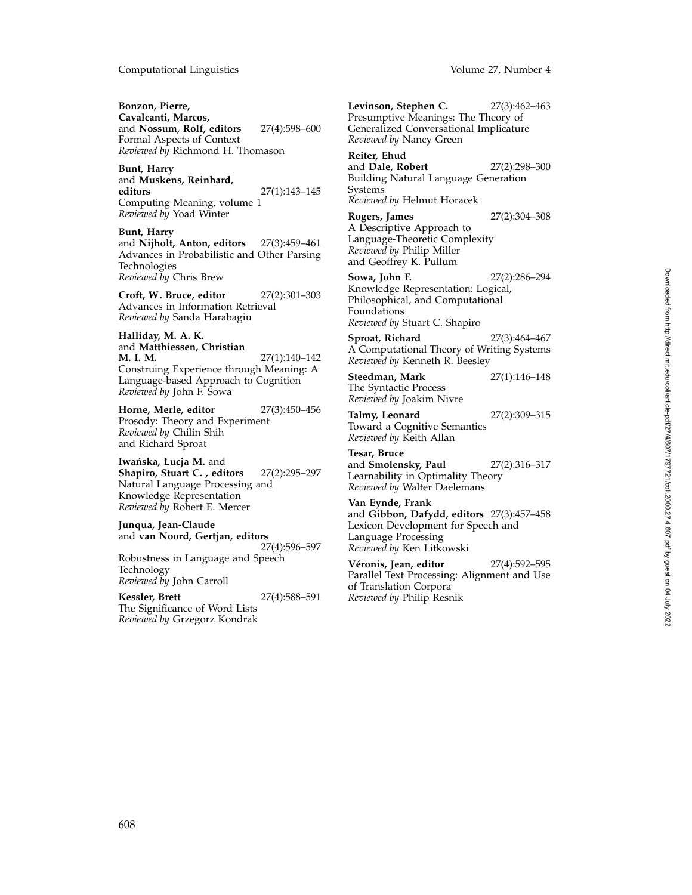**Bonzon, Pierre, Cavalcanti, Marcos,** and **Nossum, Rolf, editors** 27(4):598–600
Formal Aspects of Context
*Reviewed by* Richmond H. Thomason

**Bunt, Harry** and **Muskens, Reinhard, editors** 27(1):143–145
Computing Meaning, volume 1
*Reviewed by* Yoad Winter

**Bunt, Harry** and **Nijholt, Anton, editors** 27(3):459–461
Advances in Probabilistic and Other Parsing Technologies
*Reviewed by* Chris Brew

**Croft, W. Bruce, editor** 27(2):301–303
Advances in Information Retrieval
*Reviewed by* Sanda Harabagiu

**Halliday, M. A. K.** and **Matthiessen, Christian M. I. M.** 27(1):140–142
Construing Experience through Meaning: A Language-based Approach to Cognition
*Reviewed by* John F. Sowa

**Horne, Merle, editor** 27(3):450–456
Prosody: Theory and Experiment
*Reviewed by* Chilin Shih and Richard Sproat

**Iwańska, Łucja M.** and **Shapiro, Stuart C. , editors** 27(2):295–297
Natural Language Processing and Knowledge Representation
*Reviewed by* Robert E. Mercer

**Junqua, Jean-Claude** and **van Noord, Gertjan, editors** 27(4):596–597
Robustness in Language and Speech Technology
*Reviewed by* John Carroll

**Kessler, Brett** 27(4):588–591
The Significance of Word Lists
*Reviewed by* Grzegorz Kondrak

**Levinson, Stephen C.** 27(3):462–463
Presumptive Meanings: The Theory of Generalized Conversational Implicature
*Reviewed by* Nancy Green

**Reiter, Ehud** and **Dale, Robert** 27(2):298–300
Building Natural Language Generation Systems
*Reviewed by* Helmut Horacek

**Rogers, James** 27(2):304–308
A Descriptive Approach to Language-Theoretic Complexity
*Reviewed by* Philip Miller and Geoffrey K. Pullum

**Sowa, John F.** 27(2):286–294
Knowledge Representation: Logical, Philosophical, and Computational Foundations
*Reviewed by* Stuart C. Shapiro

**Sproat, Richard** 27(3):464–467
A Computational Theory of Writing Systems
*Reviewed by* Kenneth R. Beesley

**Steedman, Mark** 27(1):146–148
The Syntactic Process
*Reviewed by* Joakim Nivre

**Talmy, Leonard** 27(2):309–315
Toward a Cognitive Semantics
*Reviewed by* Keith Allan

**Tesar, Bruce** and **Smolensky, Paul** 27(2):316–317
Learnability in Optimality Theory
*Reviewed by* Walter Daelemans

**Van Eynde, Frank** and **Gibbon, Dafydd, editors** 27(3):457–458
Lexicon Development for Speech and Language Processing
*Reviewed by* Ken Litkowski

**Véronis, Jean, editor** 27(4):592–595
Parallel Text Processing: Alignment and Use of Translation Corpora
*Reviewed by* Philip Resnik